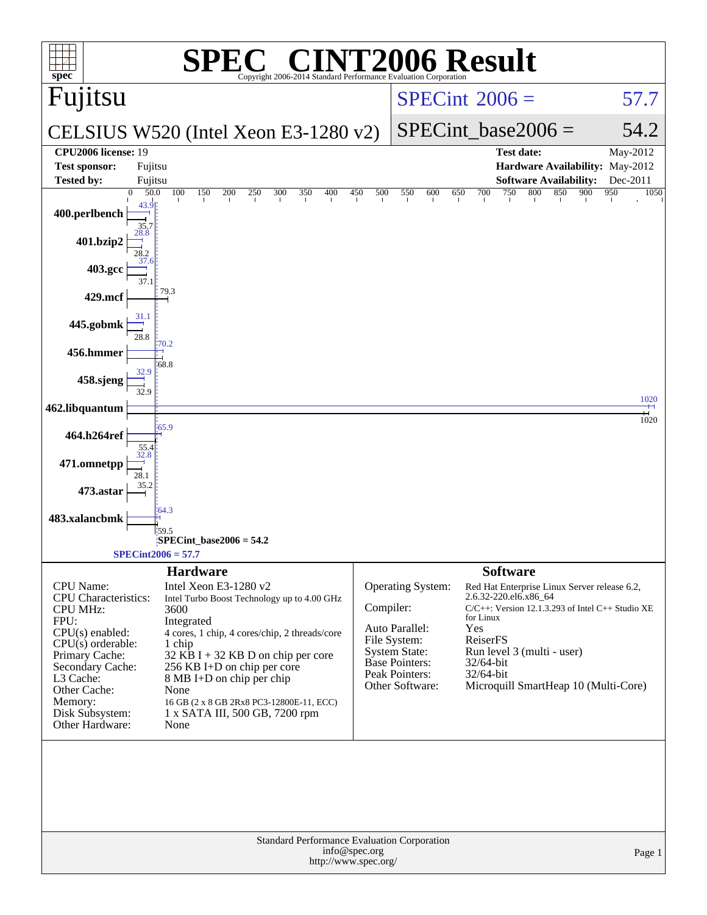# SPEC® CINT2006 Result

Copyright 2006-2014 Standard Performance Evaluation Corporation

## Fujitsu

**CELSIUS W520 (Intel Xeon E3-1280 v2)**

SPECint 2006 = 57.7

SPECint_base2006 = 54.2

| | | | |
|---|---|---|---|
| **CPU2006 license:** | 19 | **Test date:** | May-2012 |
| **Test sponsor:** | Fujitsu | **Hardware Availability:** | May-2012 |
| **Tested by:** | Fujitsu | **Software Availability:** | Dec-2011 |

| Benchmark | Peak | Base |
|---|---|---|
| 400.perlbench | 43.9 | 35.7 |
| 401.bzip2 | 28.8 | 28.2 |
| 403.gcc | 37.6 | 37.1 |
| 429.mcf | 79.3 | 79.3 |
| 445.gobmk | 31.1 | 28.8 |
| 456.hmmer | 70.2 | 68.8 |
| 458.sjeng | 32.9 | 32.9 |
| 462.libquantum | 1020 | 1020 |
| 464.h264ref | 65.9 | 55.4 |
| 471.omnetpp | 32.8 | 28.1 |
| 473.astar | 35.2 | 35.2 |
| 483.xalancbmk | 64.3 | 59.5 |

SPECint_base2006 = 54.2

SPECint2006 = 57.7

## Hardware

| | |
|---|---|
| CPU Name: | Intel Xeon E3-1280 v2 |
| CPU Characteristics: | Intel Turbo Boost Technology up to 4.00 GHz |
| CPU MHz: | 3600 |
| FPU: | Integrated |
| CPU(s) enabled: | 4 cores, 1 chip, 4 cores/chip, 2 threads/core |
| CPU(s) orderable: | 1 chip |
| Primary Cache: | 32 KB I + 32 KB D on chip per core |
| Secondary Cache: | 256 KB I+D on chip per core |
| L3 Cache: | 8 MB I+D on chip per chip |
| Other Cache: | None |
| Memory: | 16 GB (2 x 8 GB 2Rx8 PC3-12800E-11, ECC) |
| Disk Subsystem: | 1 x SATA III, 500 GB, 7200 rpm |
| Other Hardware: | None |

## Software

| | |
|---|---|
| Operating System: | Red Hat Enterprise Linux Server release 6.2, 2.6.32-220.el6.x86_64 |
| Compiler: | C/C++: Version 12.1.3.293 of Intel C++ Studio XE for Linux |
| Auto Parallel: | Yes |
| File System: | ReiserFS |
| System State: | Run level 3 (multi - user) |
| Base Pointers: | 32/64-bit |
| Peak Pointers: | 32/64-bit |
| Other Software: | Microquill SmartHeap 10 (Multi-Core) |

Standard Performance Evaluation Corporation
info@spec.org
http://www.spec.org/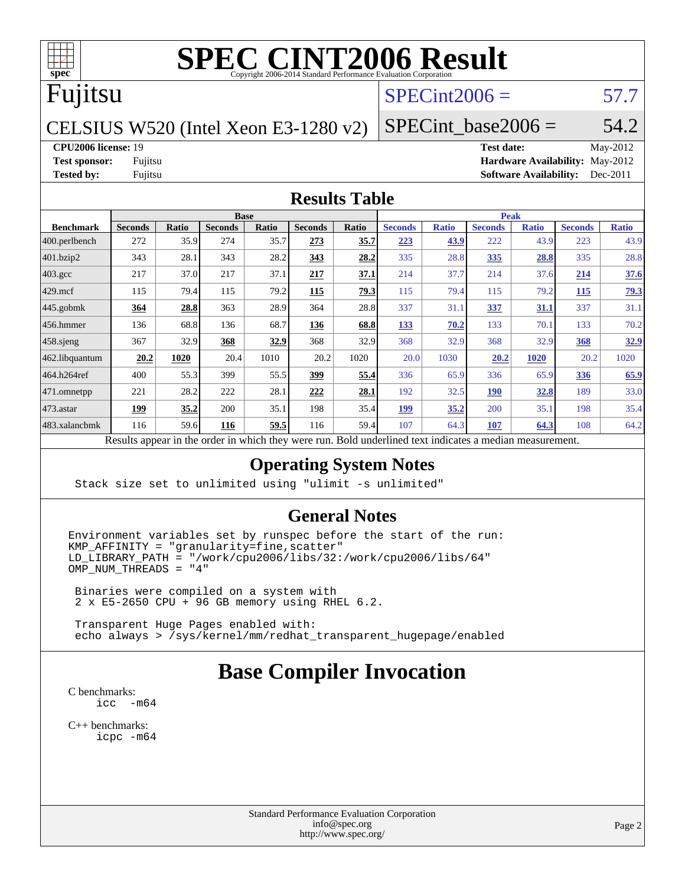# SPEC CINT2006 Result

Copyright 2006-2014 Standard Performance Evaluation Corporation

## Fujitsu

CELSIUS W520 (Intel Xeon E3-1280 v2)

SPECint2006 = 57.7

SPECint_base2006 = 54.2

**CPU2006 license:** 19
**Test sponsor:** Fujitsu
**Tested by:** Fujitsu

**Test date:** May-2012
**Hardware Availability:** May-2012
**Software Availability:** Dec-2011

## Results Table

| Benchmark | Base | | | | | | Peak | | | | | |
|---|---|---|---|---|---|---|---|---|---|---|---|---|
| | Seconds | Ratio | Seconds | Ratio | Seconds | Ratio | Seconds | Ratio | Seconds | Ratio | Seconds | Ratio |
| 400.perlbench | 272 | 35.9 | 274 | 35.7 | **273** | **35.7** | **223** | **43.9** | 222 | 43.9 | 223 | 43.9 |
| 401.bzip2 | 343 | 28.1 | 343 | 28.2 | **343** | **28.2** | 335 | 28.8 | **335** | **28.8** | 335 | 28.8 |
| 403.gcc | 217 | 37.0 | 217 | 37.1 | **217** | **37.1** | 214 | 37.7 | 214 | 37.6 | **214** | **37.6** |
| 429.mcf | 115 | 79.4 | 115 | 79.2 | **115** | **79.3** | 115 | 79.4 | 115 | 79.2 | **115** | **79.3** |
| 445.gobmk | **364** | **28.8** | 363 | 28.9 | 364 | 28.8 | 337 | 31.1 | **337** | **31.1** | 337 | 31.1 |
| 456.hmmer | 136 | 68.8 | 136 | 68.7 | **136** | **68.8** | **133** | **70.2** | 133 | 70.1 | 133 | 70.2 |
| 458.sjeng | 367 | 32.9 | **368** | **32.9** | 368 | 32.9 | 368 | 32.9 | 368 | 32.9 | **368** | **32.9** |
| 462.libquantum | **20.2** | **1020** | 20.4 | 1010 | 20.2 | 1020 | 20.0 | 1030 | **20.2** | **1020** | 20.2 | 1020 |
| 464.h264ref | 400 | 55.3 | 399 | 55.5 | **399** | **55.4** | 336 | 65.9 | 336 | 65.9 | **336** | **65.9** |
| 471.omnetpp | 221 | 28.2 | 222 | 28.1 | **222** | **28.1** | 192 | 32.5 | **190** | **32.8** | 189 | 33.0 |
| 473.astar | **199** | **35.2** | 200 | 35.1 | 198 | 35.4 | **199** | **35.2** | 200 | 35.1 | 198 | 35.4 |
| 483.xalancbmk | 116 | 59.6 | **116** | **59.5** | 116 | 59.4 | 107 | 64.3 | **107** | **64.3** | 108 | 64.2 |

Results appear in the order in which they were run. Bold underlined text indicates a median measurement.

## Operating System Notes

```
Stack size set to unlimited using "ulimit -s unlimited"
```

## General Notes

```
Environment variables set by runspec before the start of the run:
KMP_AFFINITY = "granularity=fine,scatter"
LD_LIBRARY_PATH = "/work/cpu2006/libs/32:/work/cpu2006/libs/64"
OMP_NUM_THREADS = "4"

 Binaries were compiled on a system with
 2 x E5-2650 CPU + 96 GB memory using RHEL 6.2.

 Transparent Huge Pages enabled with:
 echo always > /sys/kernel/mm/redhat_transparent_hugepage/enabled
```

# Base Compiler Invocation

C benchmarks:
```
icc -m64
```

C++ benchmarks:
```
icpc -m64
```

Standard Performance Evaluation Corporation
info@spec.org
http://www.spec.org/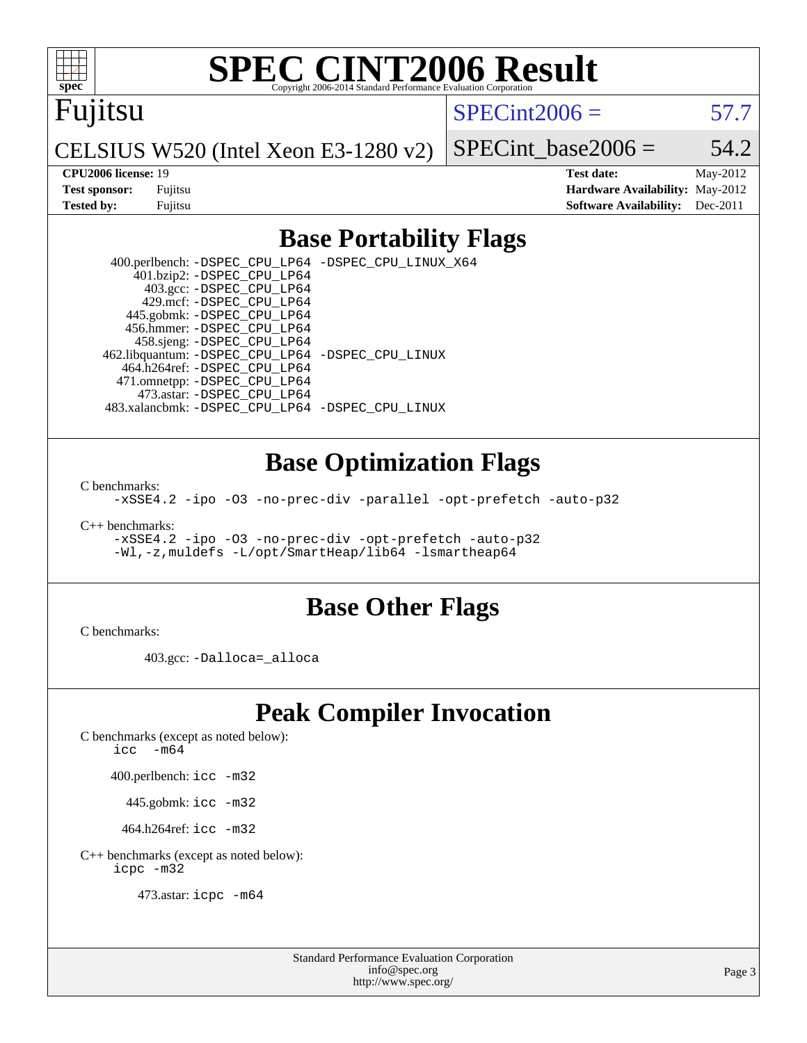# SPEC CINT2006 Result

Copyright 2006-2014 Standard Performance Evaluation Corporation

**Fujitsu**

CELSIUS W520 (Intel Xeon E3-1280 v2)

SPECint2006 = 57.7

SPECint_base2006 = 54.2

| | | | |
|---|---|---|---|
| **CPU2006 license:** 19 | | **Test date:** | May-2012 |
| **Test sponsor:** | Fujitsu | **Hardware Availability:** | May-2012 |
| **Tested by:** | Fujitsu | **Software Availability:** | Dec-2011 |

## Base Portability Flags

400.perlbench: -DSPEC_CPU_LP64 -DSPEC_CPU_LINUX_X64
401.bzip2: -DSPEC_CPU_LP64
403.gcc: -DSPEC_CPU_LP64
429.mcf: -DSPEC_CPU_LP64
445.gobmk: -DSPEC_CPU_LP64
456.hmmer: -DSPEC_CPU_LP64
458.sjeng: -DSPEC_CPU_LP64
462.libquantum: -DSPEC_CPU_LP64 -DSPEC_CPU_LINUX
464.h264ref: -DSPEC_CPU_LP64
471.omnetpp: -DSPEC_CPU_LP64
473.astar: -DSPEC_CPU_LP64
483.xalancbmk: -DSPEC_CPU_LP64 -DSPEC_CPU_LINUX

## Base Optimization Flags

C benchmarks:
-xSSE4.2 -ipo -O3 -no-prec-div -parallel -opt-prefetch -auto-p32

C++ benchmarks:
-xSSE4.2 -ipo -O3 -no-prec-div -opt-prefetch -auto-p32
-Wl,-z,muldefs -L/opt/SmartHeap/lib64 -lsmartheap64

## Base Other Flags

C benchmarks:

403.gcc: -Dalloca=_alloca

## Peak Compiler Invocation

C benchmarks (except as noted below):
icc -m64

400.perlbench: icc -m32

445.gobmk: icc -m32

464.h264ref: icc -m32

C++ benchmarks (except as noted below):
icpc -m32

473.astar: icpc -m64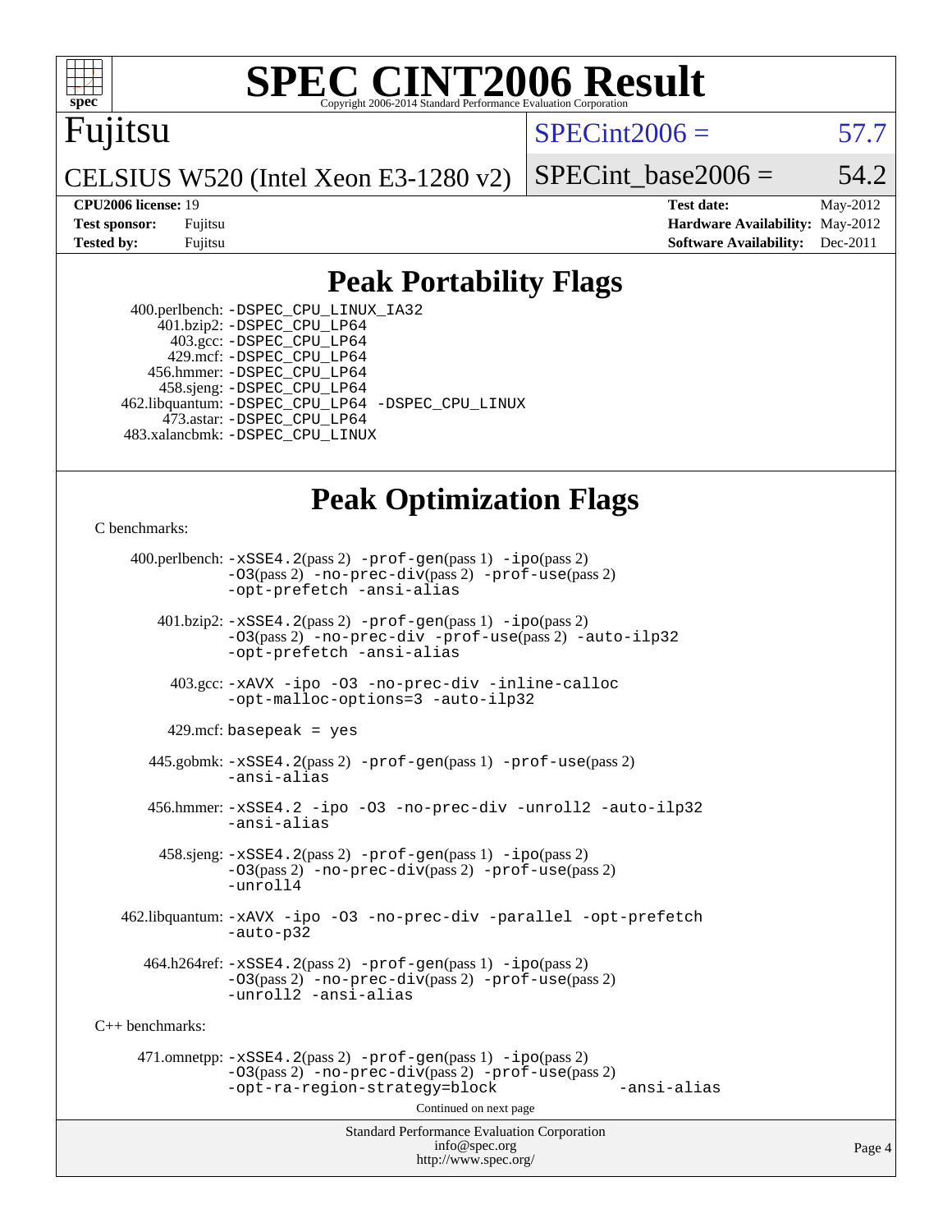# SPEC CINT2006 Result

Fujitsu

CELSIUS W520 (Intel Xeon E3-1280 v2)

SPECint2006 = 57.7

SPECint_base2006 = 54.2

**CPU2006 license:** 19
**Test sponsor:** Fujitsu
**Tested by:** Fujitsu

**Test date:** May-2012
**Hardware Availability:** May-2012
**Software Availability:** Dec-2011

## Peak Portability Flags

400.perlbench: -DSPEC_CPU_LINUX_IA32
401.bzip2: -DSPEC_CPU_LP64
403.gcc: -DSPEC_CPU_LP64
429.mcf: -DSPEC_CPU_LP64
456.hmmer: -DSPEC_CPU_LP64
458.sjeng: -DSPEC_CPU_LP64
462.libquantum: -DSPEC_CPU_LP64 -DSPEC_CPU_LINUX
473.astar: -DSPEC_CPU_LP64
483.xalancbmk: -DSPEC_CPU_LINUX

## Peak Optimization Flags

C benchmarks:

400.perlbench: -xSSE4.2(pass 2) -prof-gen(pass 1) -ipo(pass 2) -O3(pass 2) -no-prec-div(pass 2) -prof-use(pass 2) -opt-prefetch -ansi-alias

401.bzip2: -xSSE4.2(pass 2) -prof-gen(pass 1) -ipo(pass 2) -O3(pass 2) -no-prec-div -prof-use(pass 2) -auto-ilp32 -opt-prefetch -ansi-alias

403.gcc: -xAVX -ipo -O3 -no-prec-div -inline-calloc -opt-malloc-options=3 -auto-ilp32

429.mcf: basepeak = yes

445.gobmk: -xSSE4.2(pass 2) -prof-gen(pass 1) -prof-use(pass 2) -ansi-alias

456.hmmer: -xSSE4.2 -ipo -O3 -no-prec-div -unroll2 -auto-ilp32 -ansi-alias

458.sjeng: -xSSE4.2(pass 2) -prof-gen(pass 1) -ipo(pass 2) -O3(pass 2) -no-prec-div(pass 2) -prof-use(pass 2) -unroll4

462.libquantum: -xAVX -ipo -O3 -no-prec-div -parallel -opt-prefetch -auto-p32

464.h264ref: -xSSE4.2(pass 2) -prof-gen(pass 1) -ipo(pass 2) -O3(pass 2) -no-prec-div(pass 2) -prof-use(pass 2) -unroll2 -ansi-alias

C++ benchmarks:

471.omnetpp: -xSSE4.2(pass 2) -prof-gen(pass 1) -ipo(pass 2) -O3(pass 2) -no-prec-div(pass 2) -prof-use(pass 2) -opt-ra-region-strategy=block -ansi-alias

Continued on next page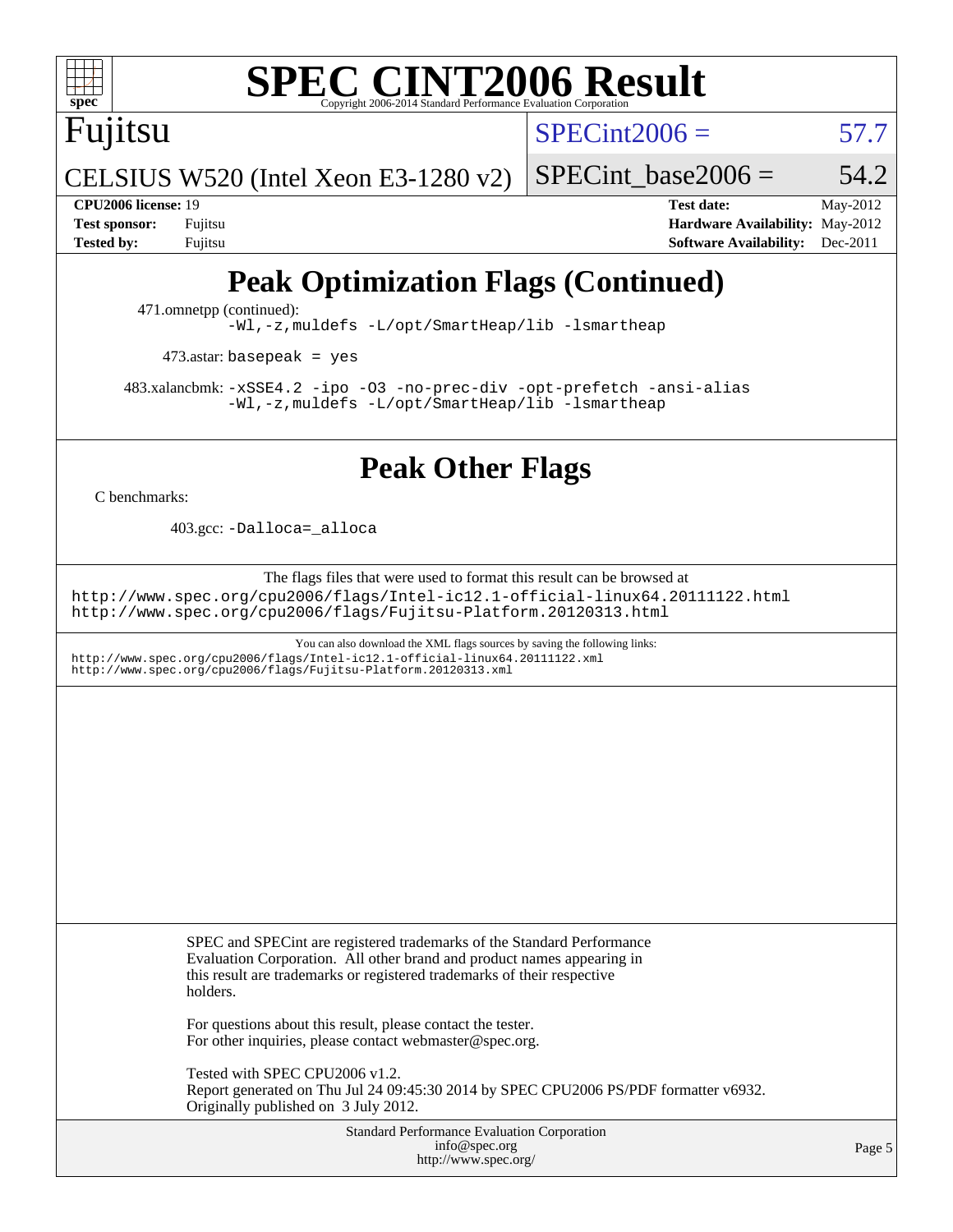# Peak Optimization Flags (Continued)

471.omnetpp (continued):
`-Wl,-z,muldefs -L/opt/SmartHeap/lib -lsmartheap`

473.astar: `basepeak = yes`

483.xalancbmk: `-xSSE4.2 -ipo -O3 -no-prec-div -opt-prefetch -ansi-alias -Wl,-z,muldefs -L/opt/SmartHeap/lib -lsmartheap`

# Peak Other Flags

C benchmarks:

403.gcc: `-Dalloca=_alloca`

The flags files that were used to format this result can be browsed at
http://www.spec.org/cpu2006/flags/Intel-ic12.1-official-linux64.20111122.html
http://www.spec.org/cpu2006/flags/Fujitsu-Platform.20120313.html

You can also download the XML flags sources by saving the following links:
http://www.spec.org/cpu2006/flags/Intel-ic12.1-official-linux64.20111122.xml
http://www.spec.org/cpu2006/flags/Fujitsu-Platform.20120313.xml

SPEC and SPECint are registered trademarks of the Standard Performance Evaluation Corporation. All other brand and product names appearing in this result are trademarks or registered trademarks of their respective holders.

For questions about this result, please contact the tester.
For other inquiries, please contact webmaster@spec.org.

Tested with SPEC CPU2006 v1.2.
Report generated on Thu Jul 24 09:45:30 2014 by SPEC CPU2006 PS/PDF formatter v6932.
Originally published on 3 July 2012.